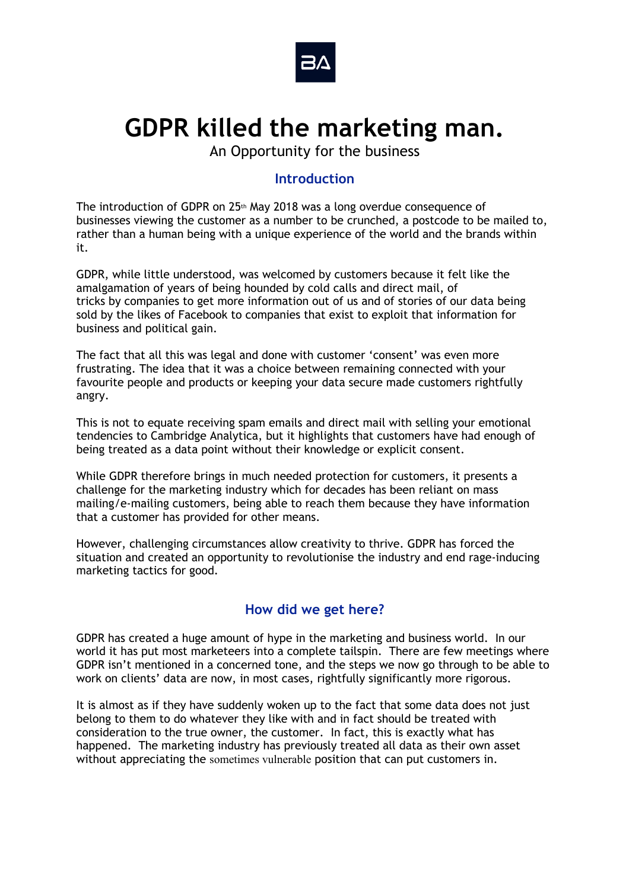BA

# GDPR killed the marketing man.

An Opportunity for the business

## Introduction

The introduction of GDPR on 25th May 2018 was a long overdue consequence of businesses viewing the customer as a number to be crunched, a postcode to be mailed to, rather than a human being with a unique experience of the world and the brands within it.

GDPR, while little understood, was welcomed by customers because it felt like the amalgamation of years of being hounded by cold calls and direct mail, of tricks by companies to get more information out of us and of stories of our data being sold by the likes of Facebook to companies that exist to exploit that information for business and political gain.

The fact that all this was legal and done with customer 'consent' was even more frustrating. The idea that it was a choice between remaining connected with your favourite people and products or keeping your data secure made customers rightfully angry.

This is not to equate receiving spam emails and direct mail with selling your emotional tendencies to Cambridge Analytica, but it highlights that customers have had enough of being treated as a data point without their knowledge or explicit consent.

While GDPR therefore brings in much needed protection for customers, it presents a challenge for the marketing industry which for decades has been reliant on mass mailing/e-mailing customers, being able to reach them because they have information that a customer has provided for other means.

However, challenging circumstances allow creativity to thrive. GDPR has forced the situation and created an opportunity to revolutionise the industry and end rage-inducing marketing tactics for good.

## How did we get here?

GDPR has created a huge amount of hype in the marketing and business world. In our world it has put most marketeers into a complete tailspin. There are few meetings where GDPR isn't mentioned in a concerned tone, and the steps we now go through to be able to work on clients' data are now, in most cases, rightfully significantly more rigorous.

It is almost as if they have suddenly woken up to the fact that some data does not just belong to them to do whatever they like with and in fact should be treated with consideration to the true owner, the customer. In fact, this is exactly what has happened. The marketing industry has previously treated all data as their own asset without appreciating the sometimes vulnerable position that can put customers in.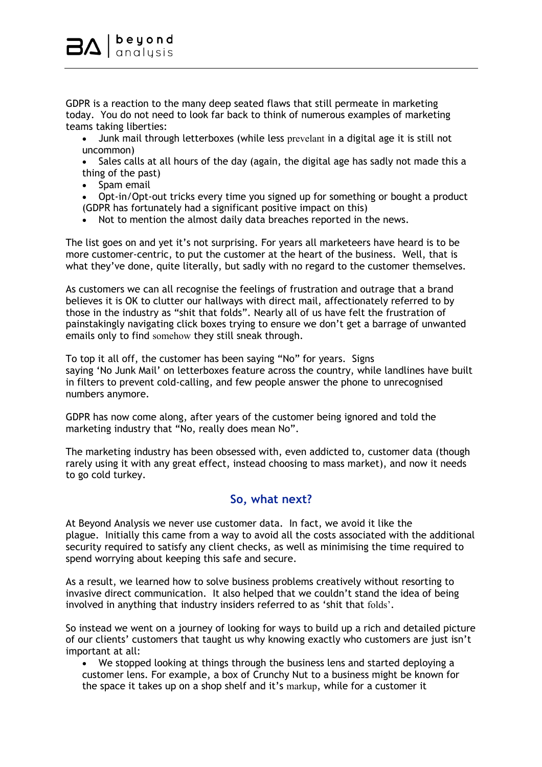GDPR is a reaction to the many deep seated flaws that still permeate in marketing today. You do not need to look far back to think of numerous examples of marketing teams taking liberties:

- Junk mail through letterboxes (while less prevelant in a digital age it is still not uncommon)
- Sales calls at all hours of the day (again, the digital age has sadly not made this a thing of the past)
- Spam email
- Opt-in/Opt-out tricks every time you signed up for something or bought a product (GDPR has fortunately had a significant positive impact on this)
- Not to mention the almost daily data breaches reported in the news.

The list goes on and yet it's not surprising. For years all marketeers have heard is to be more customer-centric, to put the customer at the heart of the business. Well, that is what they've done, quite literally, but sadly with no regard to the customer themselves.

As customers we can all recognise the feelings of frustration and outrage that a brand believes it is OK to clutter our hallways with direct mail, affectionately referred to by those in the industry as "shit that folds". Nearly all of us have felt the frustration of painstakingly navigating click boxes trying to ensure we don't get a barrage of unwanted emails only to find somehow they still sneak through.

To top it all off, the customer has been saying "No" for years. Signs saying 'No Junk Mail' on letterboxes feature across the country, while landlines have built in filters to prevent cold-calling, and few people answer the phone to unrecognised numbers anymore.

GDPR has now come along, after years of the customer being ignored and told the marketing industry that "No, really does mean No".

The marketing industry has been obsessed with, even addicted to, customer data (though rarely using it with any great effect, instead choosing to mass market), and now it needs to go cold turkey.

## So, what next?

At Beyond Analysis we never use customer data. In fact, we avoid it like the plague. Initially this came from a way to avoid all the costs associated with the additional security required to satisfy any client checks, as well as minimising the time required to spend worrying about keeping this safe and secure.

As a result, we learned how to solve business problems creatively without resorting to invasive direct communication. It also helped that we couldn't stand the idea of being involved in anything that industry insiders referred to as 'shit that folds'.

So instead we went on a journey of looking for ways to build up a rich and detailed picture of our clients' customers that taught us why knowing exactly who customers are just isn't important at all:

- We stopped looking at things through the business lens and started deploying a customer lens. For example, a box of Crunchy Nut to a business might be known for the space it takes up on a shop shelf and it's markup, while for a customer it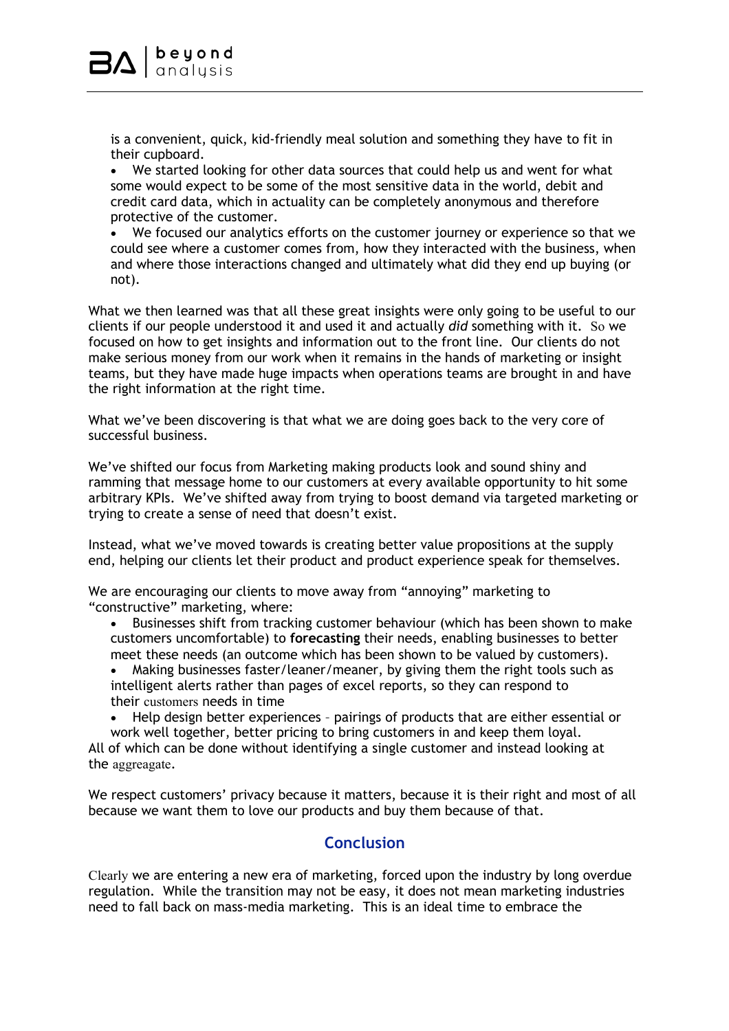is a convenient, quick, kid-friendly meal solution and something they have to fit in their cupboard.

- We started looking for other data sources that could help us and went for what some would expect to be some of the most sensitive data in the world, debit and credit card data, which in actuality can be completely anonymous and therefore protective of the customer.
- We focused our analytics efforts on the customer journey or experience so that we could see where a customer comes from, how they interacted with the business, when and where those interactions changed and ultimately what did they end up buying (or not).

What we then learned was that all these great insights were only going to be useful to our clients if our people understood it and used it and actually *did* something with it. So we focused on how to get insights and information out to the front line. Our clients do not make serious money from our work when it remains in the hands of marketing or insight teams, but they have made huge impacts when operations teams are brought in and have the right information at the right time.

What we've been discovering is that what we are doing goes back to the very core of successful business.

We've shifted our focus from Marketing making products look and sound shiny and ramming that message home to our customers at every available opportunity to hit some arbitrary KPIs. We've shifted away from trying to boost demand via targeted marketing or trying to create a sense of need that doesn't exist.

Instead, what we've moved towards is creating better value propositions at the supply end, helping our clients let their product and product experience speak for themselves.

We are encouraging our clients to move away from "annoying" marketing to "constructive" marketing, where:

- Businesses shift from tracking customer behaviour (which has been shown to make customers uncomfortable) to **forecasting** their needs, enabling businesses to better meet these needs (an outcome which has been shown to be valued by customers).
- Making businesses faster/leaner/meaner, by giving them the right tools such as intelligent alerts rather than pages of excel reports, so they can respond to their customers needs in time
- Help design better experiences – pairings of products that are either essential or work well together, better pricing to bring customers in and keep them loyal.

All of which can be done without identifying a single customer and instead looking at the aggreagate.

We respect customers' privacy because it matters, because it is their right and most of all because we want them to love our products and buy them because of that.

## Conclusion

Clearly we are entering a new era of marketing, forced upon the industry by long overdue regulation. While the transition may not be easy, it does not mean marketing industries need to fall back on mass-media marketing. This is an ideal time to embrace the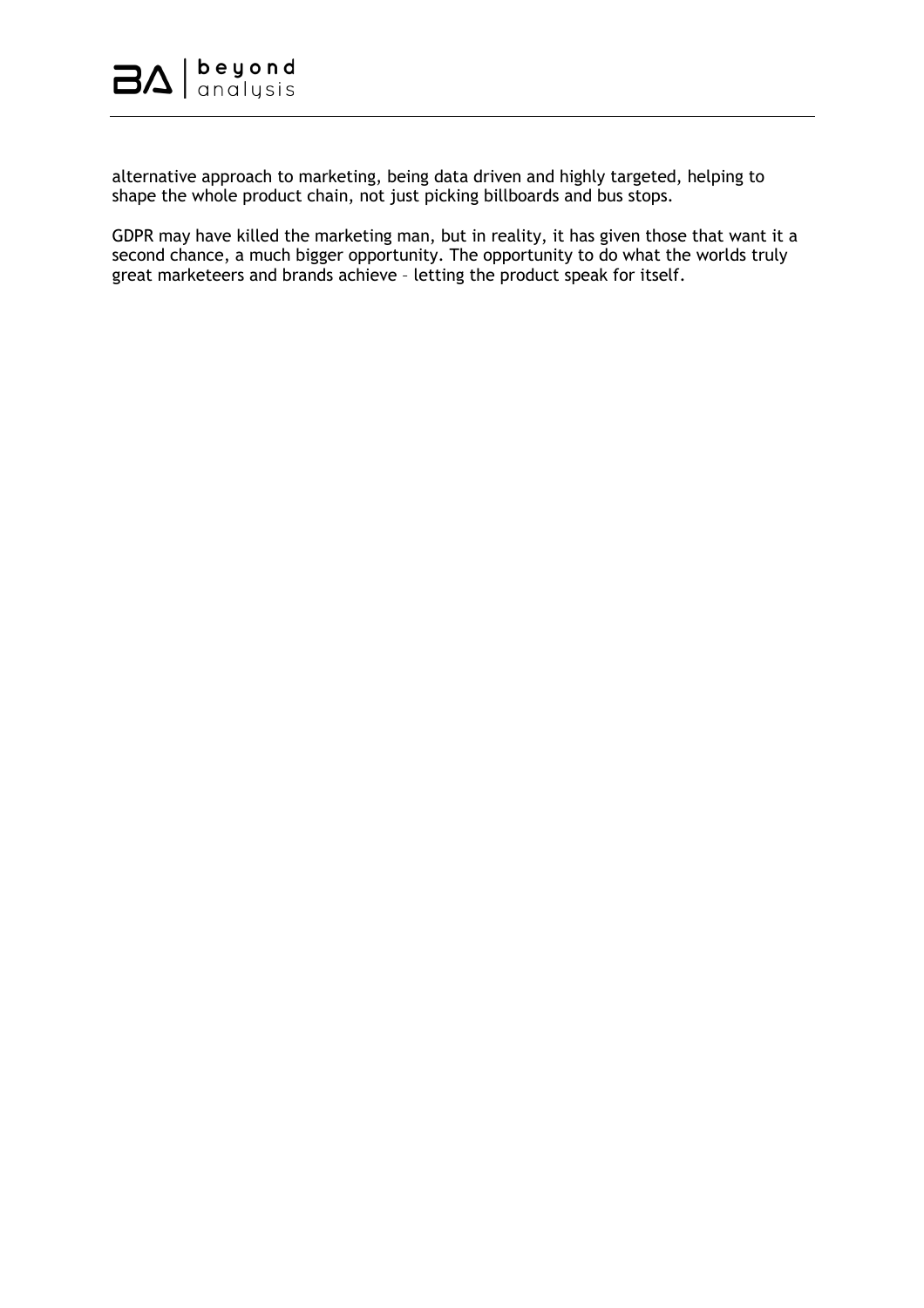alternative approach to marketing, being data driven and highly targeted, helping to shape the whole product chain, not just picking billboards and bus stops.

GDPR may have killed the marketing man, but in reality, it has given those that want it a second chance, a much bigger opportunity. The opportunity to do what the worlds truly great marketeers and brands achieve – letting the product speak for itself.